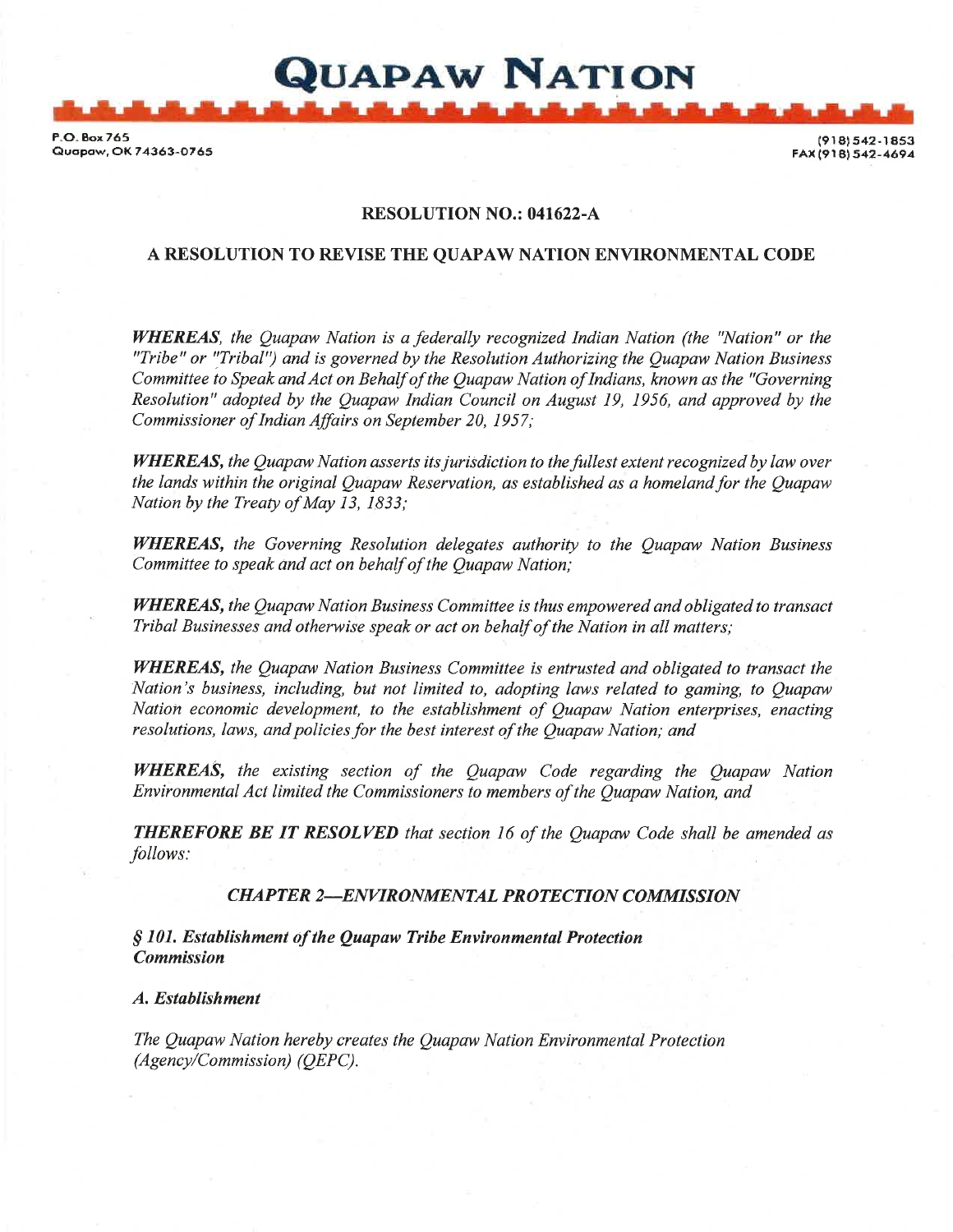# QUAPAW NATION

P.O. Box 765
Quapaw, OK 74363-0765

(918) 542-1853
FAX (918) 542-4694

## RESOLUTION NO.: 041622-A

## A RESOLUTION TO REVISE THE QUAPAW NATION ENVIRONMENTAL CODE

***WHEREAS****, the Quapaw Nation is a federally recognized Indian Nation (the "Nation" or the "Tribe" or "Tribal") and is governed by the Resolution Authorizing the Quapaw Nation Business Committee to Speak and Act on Behalf of the Quapaw Nation of Indians, known as the "Governing Resolution" adopted by the Quapaw Indian Council on August 19, 1956, and approved by the Commissioner of Indian Affairs on September 20, 1957;*

***WHEREAS,*** *the Quapaw Nation asserts its jurisdiction to the fullest extent recognized by law over the lands within the original Quapaw Reservation, as established as a homeland for the Quapaw Nation by the Treaty of May 13, 1833;*

***WHEREAS,*** *the Governing Resolution delegates authority to the Quapaw Nation Business Committee to speak and act on behalf of the Quapaw Nation;*

***WHEREAS,*** *the Quapaw Nation Business Committee is thus empowered and obligated to transact Tribal Businesses and otherwise speak or act on behalf of the Nation in all matters;*

***WHEREAS,*** *the Quapaw Nation Business Committee is entrusted and obligated to transact the Nation's business, including, but not limited to, adopting laws related to gaming, to Quapaw Nation economic development, to the establishment of Quapaw Nation enterprises, enacting resolutions, laws, and policies for the best interest of the Quapaw Nation; and*

***WHEREAS,*** *the existing section of the Quapaw Code regarding the Quapaw Nation Environmental Act limited the Commissioners to members of the Quapaw Nation, and*

***THEREFORE BE IT RESOLVED*** *that section 16 of the Quapaw Code shall be amended as follows:*

***CHAPTER 2—ENVIRONMENTAL PROTECTION COMMISSION***

***§ 101. Establishment of the Quapaw Tribe Environmental Protection Commission***

***A. Establishment***

*The Quapaw Nation hereby creates the Quapaw Nation Environmental Protection (Agency/Commission) (QEPC).*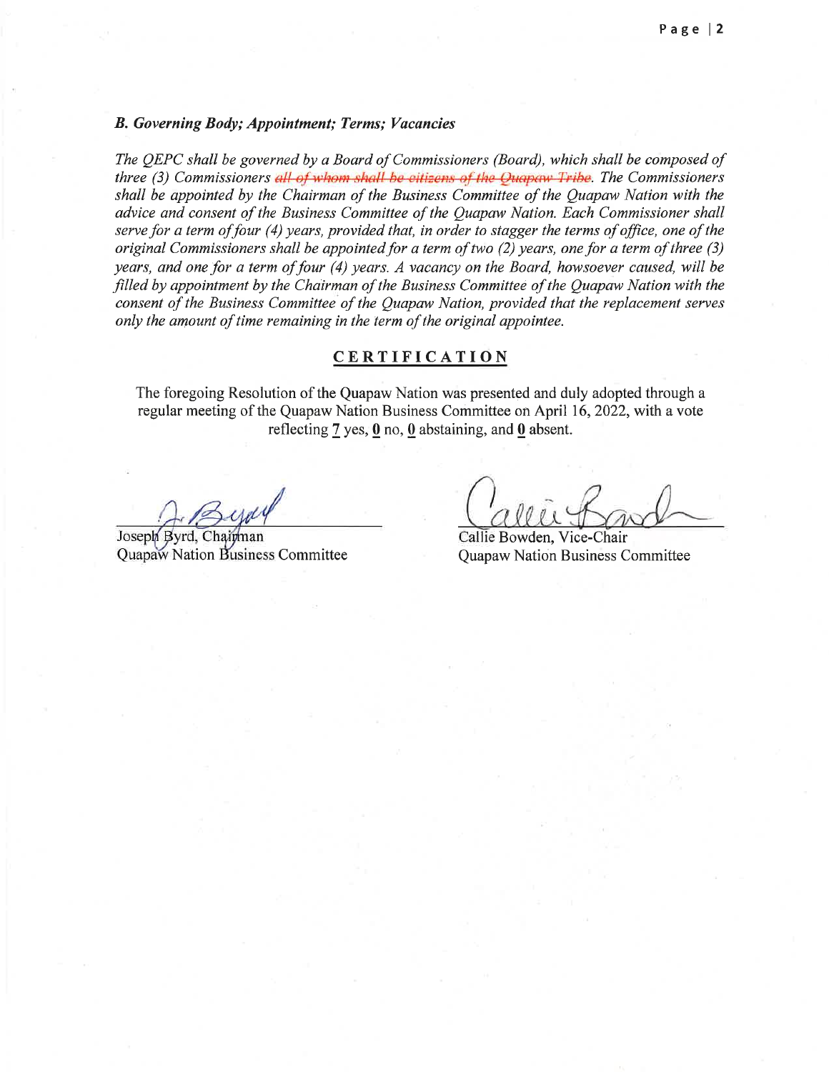### *B. Governing Body; Appointment; Terms; Vacancies*

*The QEPC shall be governed by a Board of Commissioners (Board), which shall be composed of three (3) Commissioners ~~all of whom shall be citizens of the Quapaw Tribe~~. The Commissioners shall be appointed by the Chairman of the Business Committee of the Quapaw Nation with the advice and consent of the Business Committee of the Quapaw Nation. Each Commissioner shall serve for a term of four (4) years, provided that, in order to stagger the terms of office, one of the original Commissioners shall be appointed for a term of two (2) years, one for a term of three (3) years, and one for a term of four (4) years. A vacancy on the Board, howsoever caused, will be filled by appointment by the Chairman of the Business Committee of the Quapaw Nation with the consent of the Business Committee of the Quapaw Nation, provided that the replacement serves only the amount of time remaining in the term of the original appointee.*

## CERTIFICATION

The foregoing Resolution of the Quapaw Nation was presented and duly adopted through a regular meeting of the Quapaw Nation Business Committee on April 16, 2022, with a vote reflecting **7** yes, **0** no, **0** abstaining, and **0** absent.

Joseph Byrd, Chairman
Quapaw Nation Business Committee

Callie Bowden, Vice-Chair
Quapaw Nation Business Committee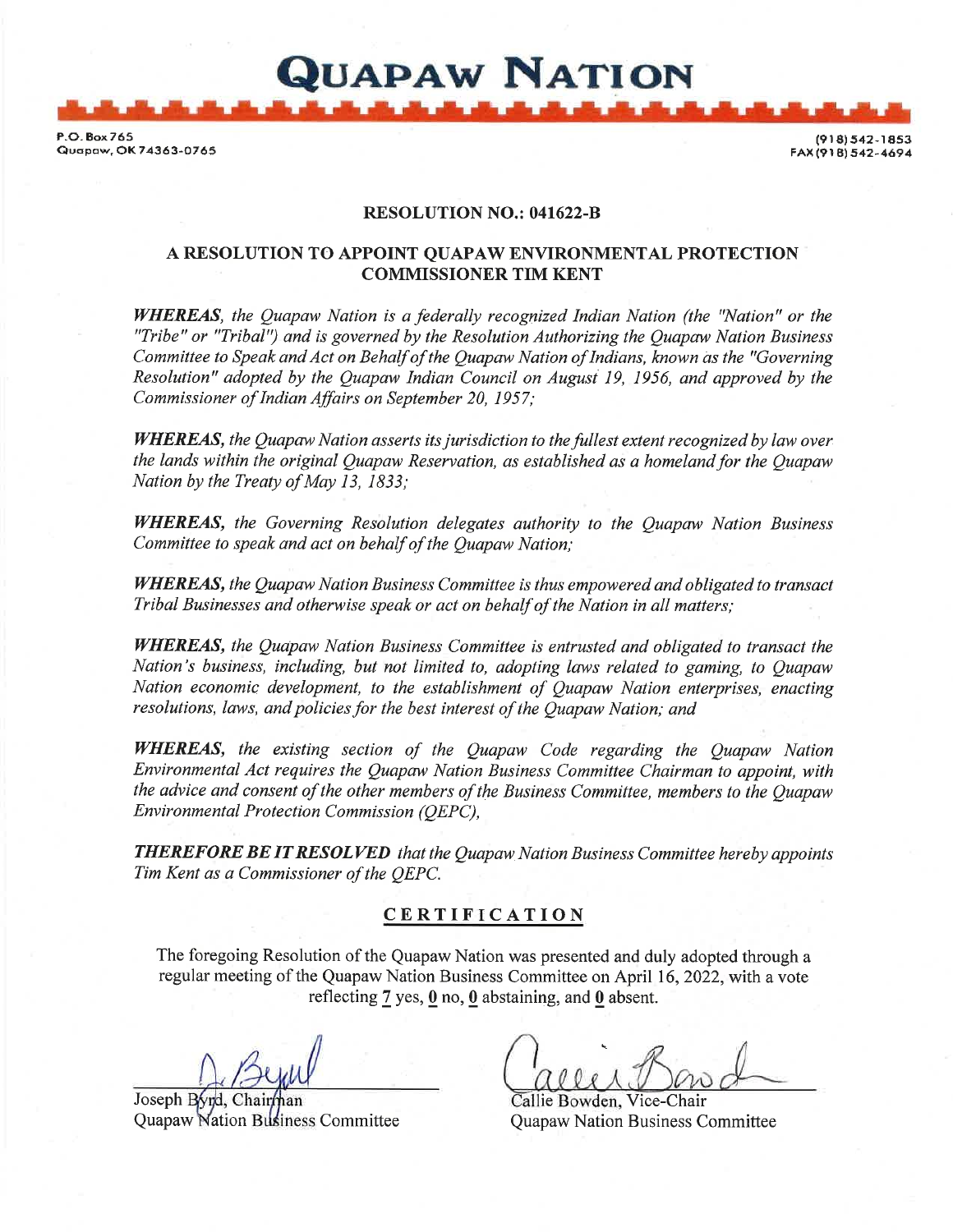# QUAPAW NATION

P.O. Box 765
Quapaw, OK 74363-0765

(918) 542-1853
FAX (918) 542-4694

**RESOLUTION NO.: 041622-B**

**A RESOLUTION TO APPOINT QUAPAW ENVIRONMENTAL PROTECTION COMMISSIONER TIM KENT**

***WHEREAS,*** *the Quapaw Nation is a federally recognized Indian Nation (the "Nation" or the "Tribe" or "Tribal") and is governed by the Resolution Authorizing the Quapaw Nation Business Committee to Speak and Act on Behalf of the Quapaw Nation of Indians, known as the "Governing Resolution" adopted by the Quapaw Indian Council on August 19, 1956, and approved by the Commissioner of Indian Affairs on September 20, 1957;*

***WHEREAS,*** *the Quapaw Nation asserts its jurisdiction to the fullest extent recognized by law over the lands within the original Quapaw Reservation, as established as a homeland for the Quapaw Nation by the Treaty of May 13, 1833;*

***WHEREAS,*** *the Governing Resolution delegates authority to the Quapaw Nation Business Committee to speak and act on behalf of the Quapaw Nation;*

***WHEREAS,*** *the Quapaw Nation Business Committee is thus empowered and obligated to transact Tribal Businesses and otherwise speak or act on behalf of the Nation in all matters;*

***WHEREAS,*** *the Quapaw Nation Business Committee is entrusted and obligated to transact the Nation's business, including, but not limited to, adopting laws related to gaming, to Quapaw Nation economic development, to the establishment of Quapaw Nation enterprises, enacting resolutions, laws, and policies for the best interest of the Quapaw Nation; and*

***WHEREAS,*** *the existing section of the Quapaw Code regarding the Quapaw Nation Environmental Act requires the Quapaw Nation Business Committee Chairman to appoint, with the advice and consent of the other members of the Business Committee, members to the Quapaw Environmental Protection Commission (QEPC),*

***THEREFORE BE IT RESOLVED*** *that the Quapaw Nation Business Committee hereby appoints Tim Kent as a Commissioner of the QEPC.*

## CERTIFICATION

The foregoing Resolution of the Quapaw Nation was presented and duly adopted through a regular meeting of the Quapaw Nation Business Committee on April 16, 2022, with a vote reflecting 7 yes, 0 no, 0 abstaining, and 0 absent.

Joseph Byrd, Chairman
Quapaw Nation Business Committee

Callie Bowden, Vice-Chair
Quapaw Nation Business Committee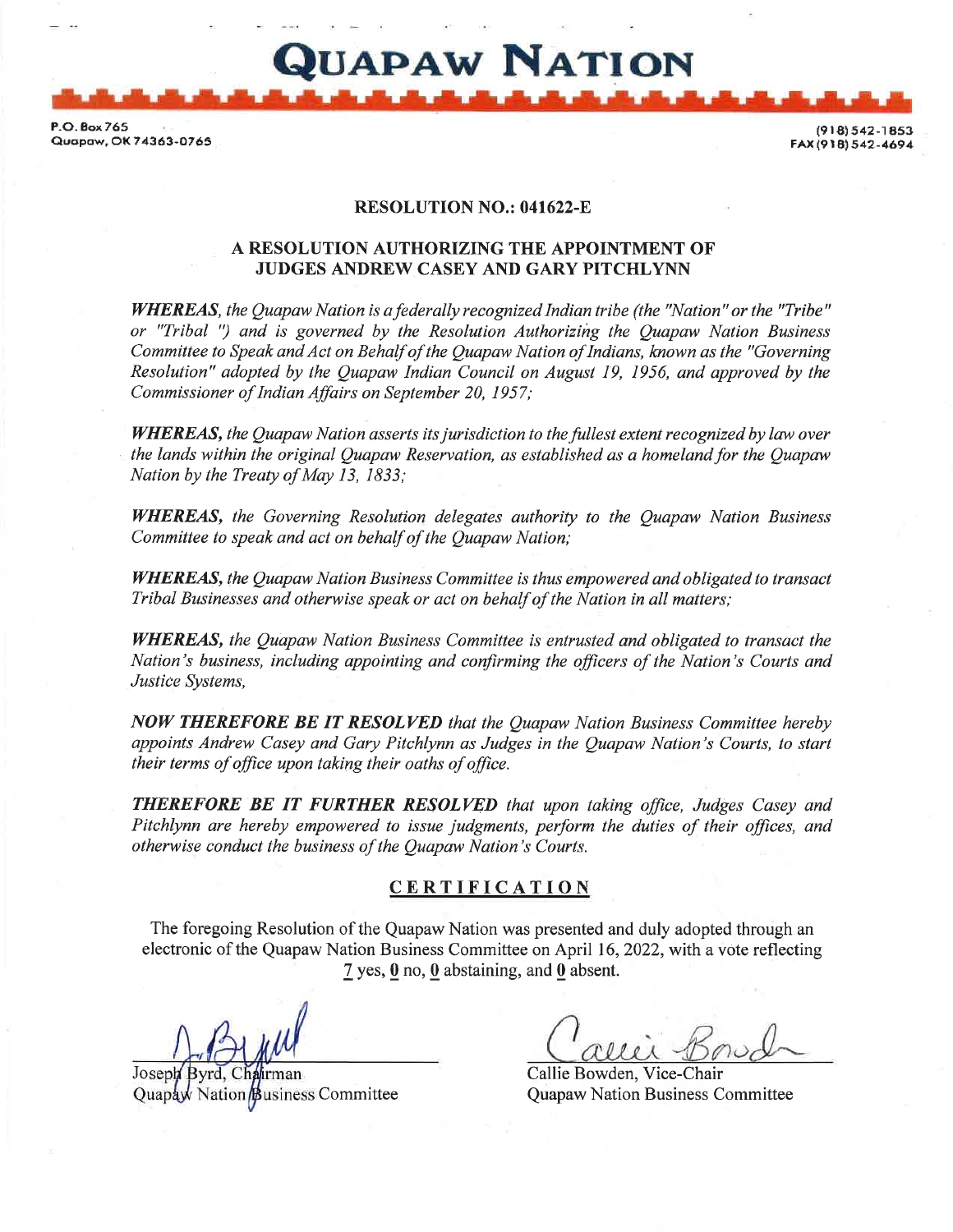# QUAPAW NATION

P.O. Box 765
Quapaw, OK 74363-0765

(918) 542-1853
FAX (918) 542-4694

**RESOLUTION NO.: 041622-E**

**A RESOLUTION AUTHORIZING THE APPOINTMENT OF JUDGES ANDREW CASEY AND GARY PITCHLYNN**

***WHEREAS**, the Quapaw Nation is a federally recognized Indian tribe (the "Nation" or the "Tribe" or "Tribal ") and is governed by the Resolution Authorizing the Quapaw Nation Business Committee to Speak and Act on Behalf of the Quapaw Nation of Indians, known as the "Governing Resolution" adopted by the Quapaw Indian Council on August 19, 1956, and approved by the Commissioner of Indian Affairs on September 20, 1957;*

***WHEREAS,** the Quapaw Nation asserts its jurisdiction to the fullest extent recognized by law over the lands within the original Quapaw Reservation, as established as a homeland for the Quapaw Nation by the Treaty of May 13, 1833;*

***WHEREAS,** the Governing Resolution delegates authority to the Quapaw Nation Business Committee to speak and act on behalf of the Quapaw Nation;*

***WHEREAS,** the Quapaw Nation Business Committee is thus empowered and obligated to transact Tribal Businesses and otherwise speak or act on behalf of the Nation in all matters;*

***WHEREAS,** the Quapaw Nation Business Committee is entrusted and obligated to transact the Nation's business, including appointing and confirming the officers of the Nation's Courts and Justice Systems,*

***NOW THEREFORE BE IT RESOLVED** that the Quapaw Nation Business Committee hereby appoints Andrew Casey and Gary Pitchlynn as Judges in the Quapaw Nation's Courts, to start their terms of office upon taking their oaths of office.*

***THEREFORE BE IT FURTHER RESOLVED** that upon taking office, Judges Casey and Pitchlynn are hereby empowered to issue judgments, perform the duties of their offices, and otherwise conduct the business of the Quapaw Nation's Courts.*

## CERTIFICATION

The foregoing Resolution of the Quapaw Nation was presented and duly adopted through an electronic of the Quapaw Nation Business Committee on April 16, 2022, with a vote reflecting 7 yes, 0 no, 0 abstaining, and 0 absent.

Joseph Byrd, Chairman
Quapaw Nation Business Committee

Callie Bowden, Vice-Chair
Quapaw Nation Business Committee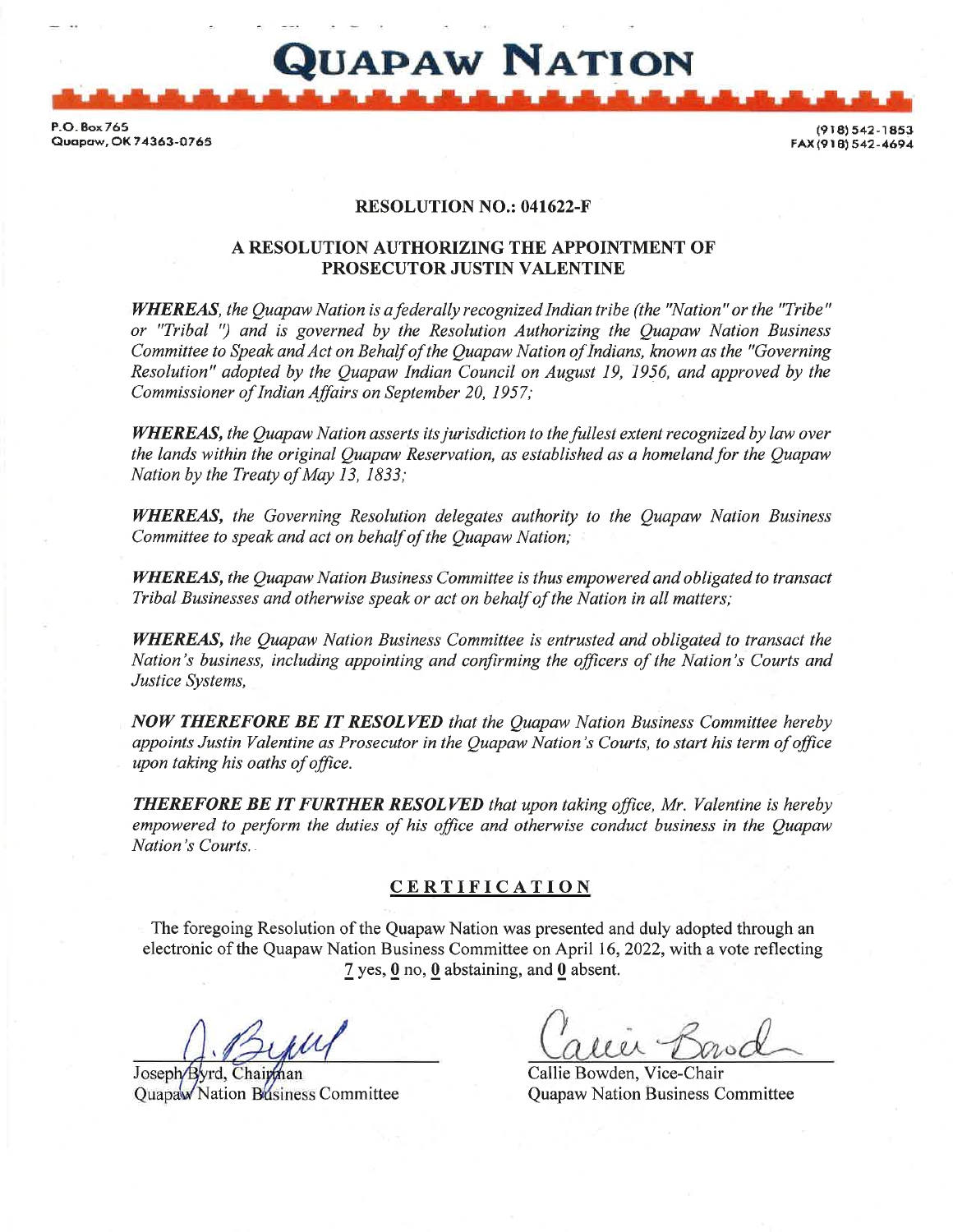# QUAPAW NATION

P.O. Box 765
Quapaw, OK 74363-0765

(918) 542-1853
FAX (918) 542-4694

## RESOLUTION NO.: 041622-F

## A RESOLUTION AUTHORIZING THE APPOINTMENT OF PROSECUTOR JUSTIN VALENTINE

***WHEREAS****, the Quapaw Nation is a federally recognized Indian tribe (the "Nation" or the "Tribe" or "Tribal ") and is governed by the Resolution Authorizing the Quapaw Nation Business Committee to Speak and Act on Behalf of the Quapaw Nation of Indians, known as the "Governing Resolution" adopted by the Quapaw Indian Council on August 19, 1956, and approved by the Commissioner of Indian Affairs on September 20, 1957;*

***WHEREAS,*** *the Quapaw Nation asserts its jurisdiction to the fullest extent recognized by law over the lands within the original Quapaw Reservation, as established as a homeland for the Quapaw Nation by the Treaty of May 13, 1833;*

***WHEREAS,*** *the Governing Resolution delegates authority to the Quapaw Nation Business Committee to speak and act on behalf of the Quapaw Nation;*

***WHEREAS,*** *the Quapaw Nation Business Committee is thus empowered and obligated to transact Tribal Businesses and otherwise speak or act on behalf of the Nation in all matters;*

***WHEREAS,*** *the Quapaw Nation Business Committee is entrusted and obligated to transact the Nation's business, including appointing and confirming the officers of the Nation's Courts and Justice Systems,*

***NOW THEREFORE BE IT RESOLVED*** *that the Quapaw Nation Business Committee hereby appoints Justin Valentine as Prosecutor in the Quapaw Nation's Courts, to start his term of office upon taking his oaths of office.*

***THEREFORE BE IT FURTHER RESOLVED*** *that upon taking office, Mr. Valentine is hereby empowered to perform the duties of his office and otherwise conduct business in the Quapaw Nation's Courts.*

## CERTIFICATION

The foregoing Resolution of the Quapaw Nation was presented and duly adopted through an electronic of the Quapaw Nation Business Committee on April 16, 2022, with a vote reflecting 7 yes, 0 no, 0 abstaining, and 0 absent.

Joseph Byrd, Chairman
Quapaw Nation Business Committee

Callie Bowden, Vice-Chair
Quapaw Nation Business Committee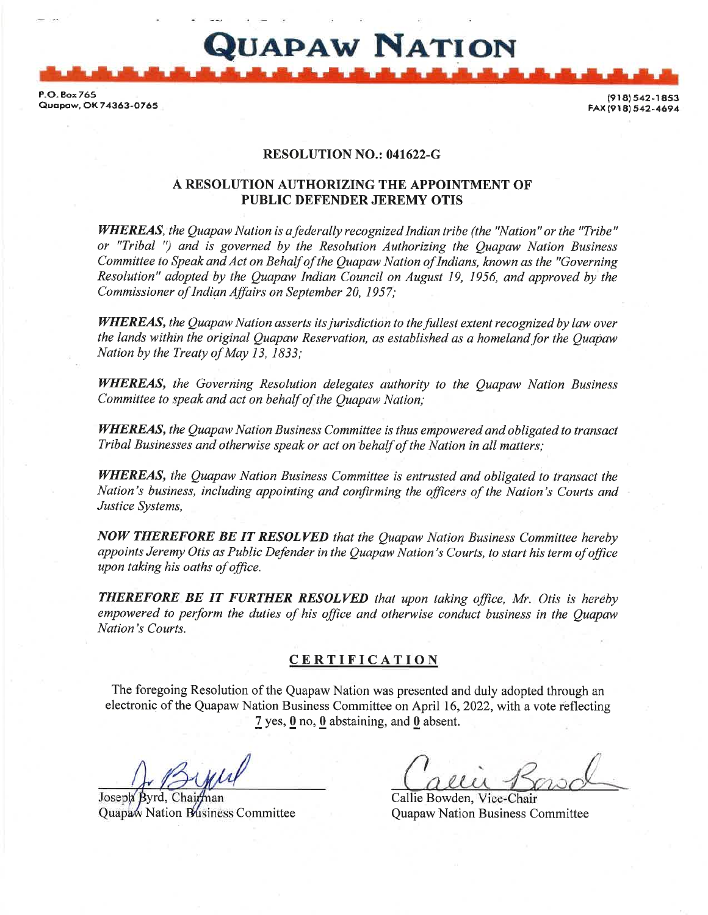# QUAPAW NATION

P.O. Box 765
Quapaw, OK 74363-0765

(918) 542-1853
FAX (918) 542-4694

**RESOLUTION NO.: 041622-G**

**A RESOLUTION AUTHORIZING THE APPOINTMENT OF PUBLIC DEFENDER JEREMY OTIS**

***WHEREAS**, the Quapaw Nation is a federally recognized Indian tribe (the "Nation" or the "Tribe" or "Tribal ") and is governed by the Resolution Authorizing the Quapaw Nation Business Committee to Speak and Act on Behalf of the Quapaw Nation of Indians, known as the "Governing Resolution" adopted by the Quapaw Indian Council on August 19, 1956, and approved by the Commissioner of Indian Affairs on September 20, 1957;*

***WHEREAS,** the Quapaw Nation asserts its jurisdiction to the fullest extent recognized by law over the lands within the original Quapaw Reservation, as established as a homeland for the Quapaw Nation by the Treaty of May 13, 1833;*

***WHEREAS,** the Governing Resolution delegates authority to the Quapaw Nation Business Committee to speak and act on behalf of the Quapaw Nation;*

***WHEREAS,** the Quapaw Nation Business Committee is thus empowered and obligated to transact Tribal Businesses and otherwise speak or act on behalf of the Nation in all matters;*

***WHEREAS,** the Quapaw Nation Business Committee is entrusted and obligated to transact the Nation's business, including appointing and confirming the officers of the Nation's Courts and Justice Systems,*

***NOW THEREFORE BE IT RESOLVED** that the Quapaw Nation Business Committee hereby appoints Jeremy Otis as Public Defender in the Quapaw Nation's Courts, to start his term of office upon taking his oaths of office.*

***THEREFORE BE IT FURTHER RESOLVED** that upon taking office, Mr. Otis is hereby empowered to perform the duties of his office and otherwise conduct business in the Quapaw Nation's Courts.*

**CERTIFICATION**

The foregoing Resolution of the Quapaw Nation was presented and duly adopted through an electronic of the Quapaw Nation Business Committee on April 16, 2022, with a vote reflecting 7 yes, 0 no, 0 abstaining, and 0 absent.

Joseph Byrd, Chairman
Quapaw Nation Business Committee

Callie Bowden, Vice-Chair
Quapaw Nation Business Committee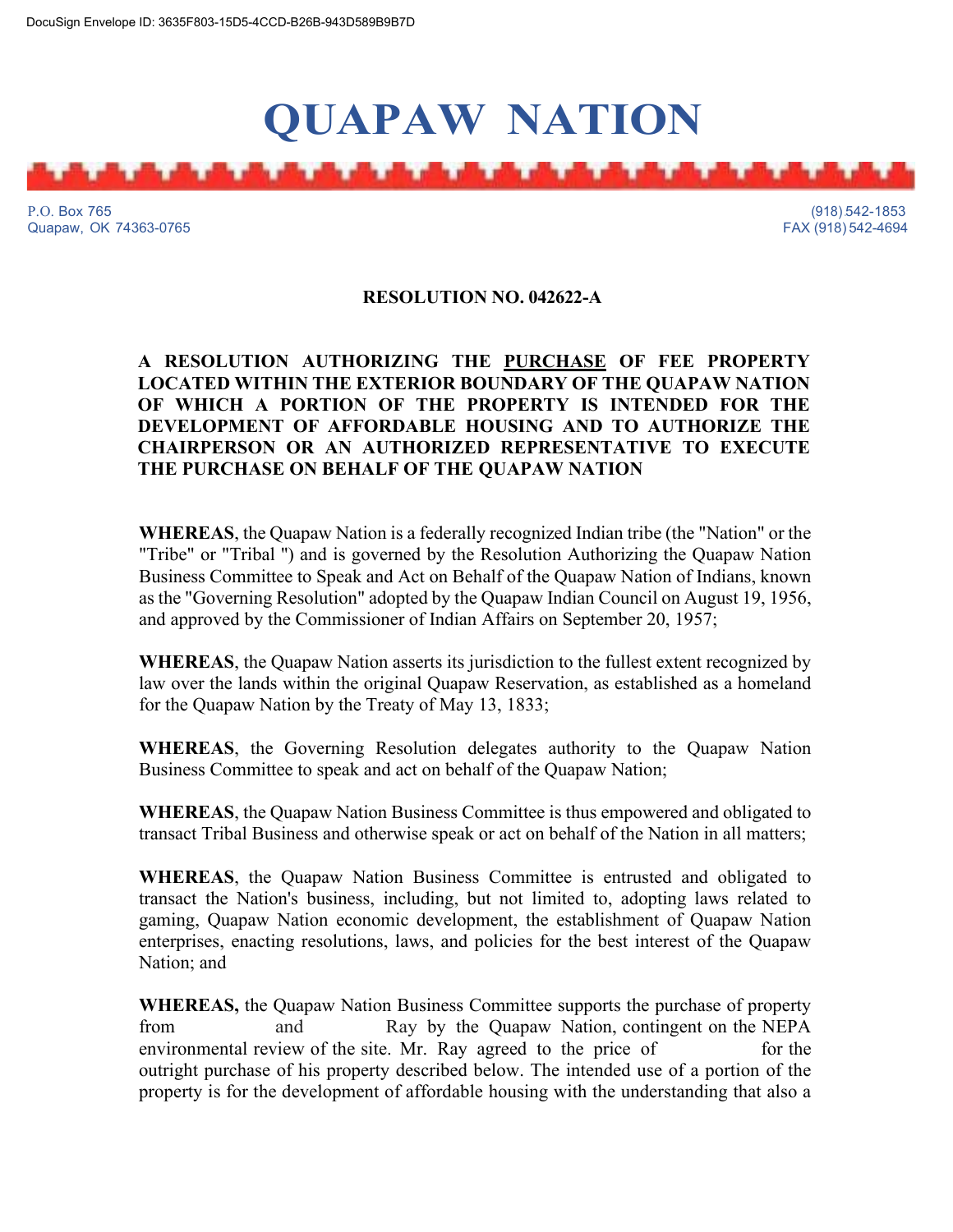DocuSign Envelope ID: 3635F803-15D5-4CCD-B26B-943D589B9B7D

# QUAPAW NATION

P.O. Box 765
Quapaw, OK 74363-0765

(918) 542-1853
FAX (918) 542-4694

**RESOLUTION NO. 042622-A**

**A RESOLUTION AUTHORIZING THE PURCHASE OF FEE PROPERTY LOCATED WITHIN THE EXTERIOR BOUNDARY OF THE QUAPAW NATION OF WHICH A PORTION OF THE PROPERTY IS INTENDED FOR THE DEVELOPMENT OF AFFORDABLE HOUSING AND TO AUTHORIZE THE CHAIRPERSON OR AN AUTHORIZED REPRESENTATIVE TO EXECUTE THE PURCHASE ON BEHALF OF THE QUAPAW NATION**

**WHEREAS**, the Quapaw Nation is a federally recognized Indian tribe (the "Nation" or the "Tribe" or "Tribal ") and is governed by the Resolution Authorizing the Quapaw Nation Business Committee to Speak and Act on Behalf of the Quapaw Nation of Indians, known as the "Governing Resolution" adopted by the Quapaw Indian Council on August 19, 1956, and approved by the Commissioner of Indian Affairs on September 20, 1957;

**WHEREAS**, the Quapaw Nation asserts its jurisdiction to the fullest extent recognized by law over the lands within the original Quapaw Reservation, as established as a homeland for the Quapaw Nation by the Treaty of May 13, 1833;

**WHEREAS**, the Governing Resolution delegates authority to the Quapaw Nation Business Committee to speak and act on behalf of the Quapaw Nation;

**WHEREAS**, the Quapaw Nation Business Committee is thus empowered and obligated to transact Tribal Business and otherwise speak or act on behalf of the Nation in all matters;

**WHEREAS**, the Quapaw Nation Business Committee is entrusted and obligated to transact the Nation's business, including, but not limited to, adopting laws related to gaming, Quapaw Nation economic development, the establishment of Quapaw Nation enterprises, enacting resolutions, laws, and policies for the best interest of the Quapaw Nation; and

**WHEREAS,** the Quapaw Nation Business Committee supports the purchase of property from and Ray by the Quapaw Nation, contingent on the NEPA environmental review of the site. Mr. Ray agreed to the price of for the outright purchase of his property described below. The intended use of a portion of the property is for the development of affordable housing with the understanding that also a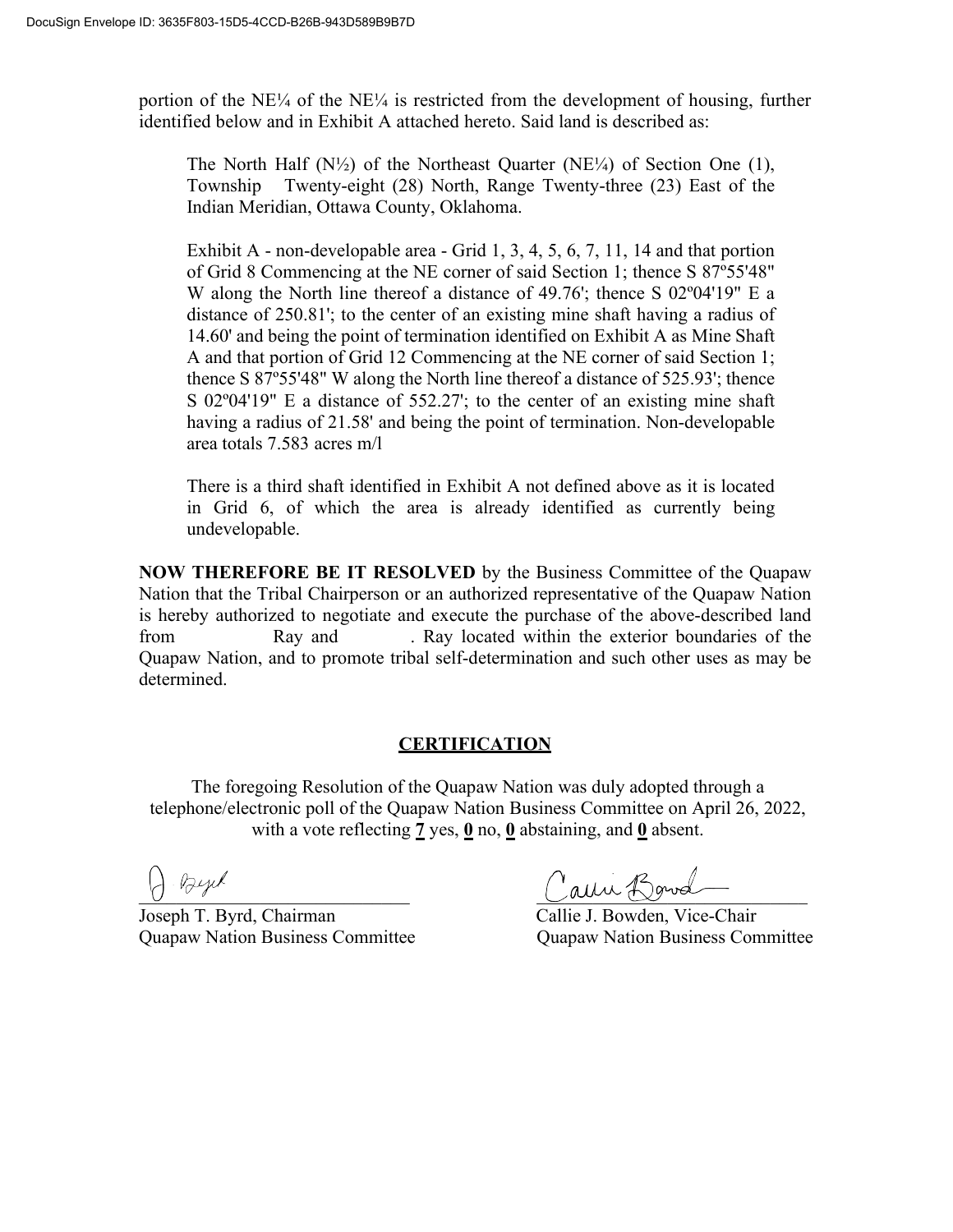portion of the NE¼ of the NE¼ is restricted from the development of housing, further identified below and in Exhibit A attached hereto. Said land is described as:

> The North Half (N½) of the Northeast Quarter (NE¼) of Section One (1), Township Twenty-eight (28) North, Range Twenty-three (23) East of the Indian Meridian, Ottawa County, Oklahoma.
>
> Exhibit A - non-developable area - Grid 1, 3, 4, 5, 6, 7, 11, 14 and that portion of Grid 8 Commencing at the NE corner of said Section 1; thence S 87º55'48" W along the North line thereof a distance of 49.76'; thence S 02º04'19" E a distance of 250.81'; to the center of an existing mine shaft having a radius of 14.60' and being the point of termination identified on Exhibit A as Mine Shaft A and that portion of Grid 12 Commencing at the NE corner of said Section 1; thence S 87º55'48" W along the North line thereof a distance of 525.93'; thence S 02º04'19" E a distance of 552.27'; to the center of an existing mine shaft having a radius of 21.58' and being the point of termination. Non-developable area totals 7.583 acres m/l
>
> There is a third shaft identified in Exhibit A not defined above as it is located in Grid 6, of which the area is already identified as currently being undevelopable.

**NOW THEREFORE BE IT RESOLVED** by the Business Committee of the Quapaw Nation that the Tribal Chairperson or an authorized representative of the Quapaw Nation is hereby authorized to negotiate and execute the purchase of the above-described land from Ray and . Ray located within the exterior boundaries of the Quapaw Nation, and to promote tribal self-determination and such other uses as may be determined.

## CERTIFICATION

The foregoing Resolution of the Quapaw Nation was duly adopted through a telephone/electronic poll of the Quapaw Nation Business Committee on April 26, 2022, with a vote reflecting **7** yes, **0** no, **0** abstaining, and **0** absent.

Joseph T. Byrd, Chairman
Quapaw Nation Business Committee

Callie J. Bowden, Vice-Chair
Quapaw Nation Business Committee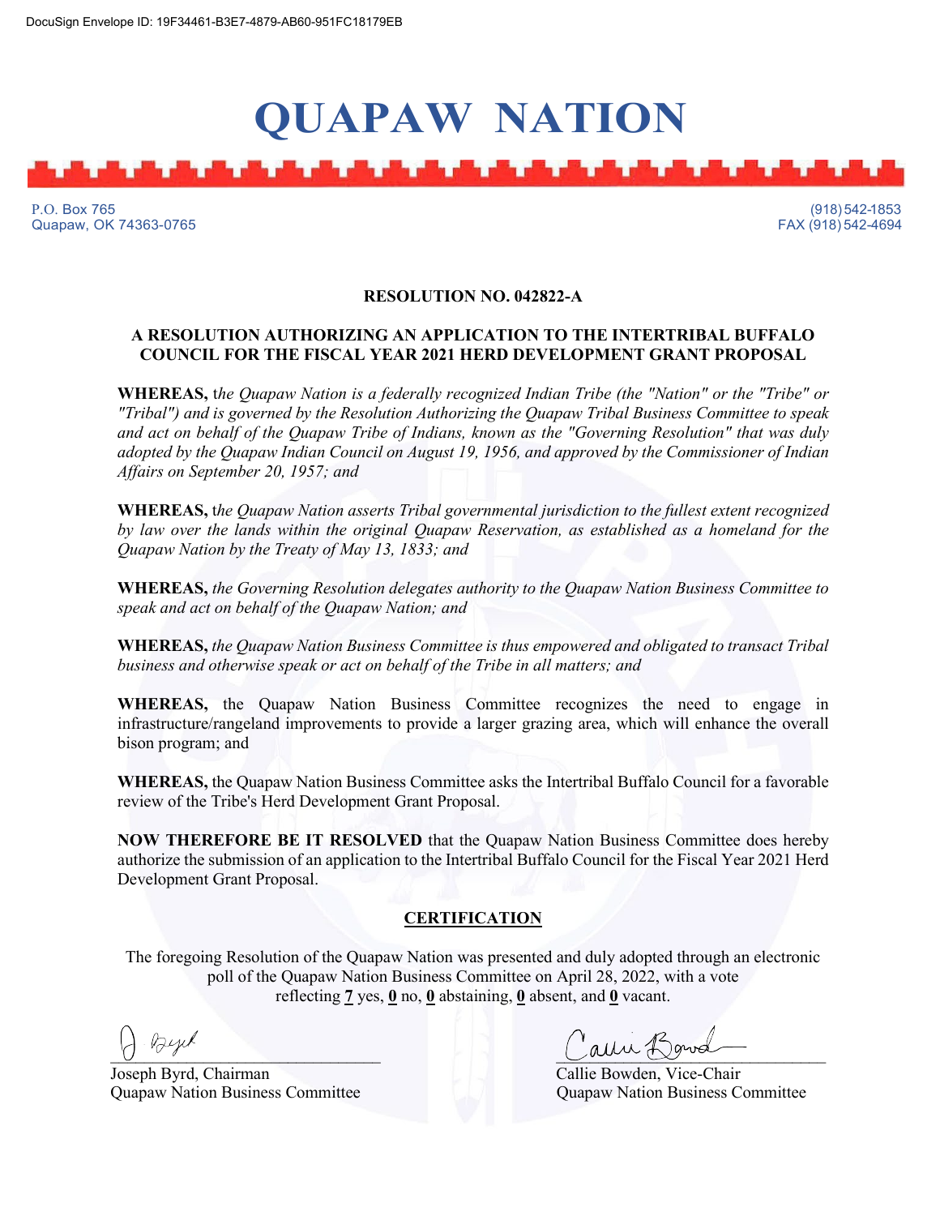DocuSign Envelope ID: 19F34461-B3E7-4879-AB60-951FC18179EB

# QUAPAW NATION

P.O. Box 765
Quapaw, OK 74363-0765

(918) 542-1853
FAX (918) 542-4694

**RESOLUTION NO. 042822-A**

**A RESOLUTION AUTHORIZING AN APPLICATION TO THE INTERTRIBAL BUFFALO COUNCIL FOR THE FISCAL YEAR 2021 HERD DEVELOPMENT GRANT PROPOSAL**

**WHEREAS,** t*he Quapaw Nation is a federally recognized Indian Tribe (the "Nation" or the "Tribe" or "Tribal") and is governed by the Resolution Authorizing the Quapaw Tribal Business Committee to speak and act on behalf of the Quapaw Tribe of Indians, known as the "Governing Resolution" that was duly adopted by the Quapaw Indian Council on August 19, 1956, and approved by the Commissioner of Indian Affairs on September 20, 1957; and*

**WHEREAS,** t*he Quapaw Nation asserts Tribal governmental jurisdiction to the fullest extent recognized by law over the lands within the original Quapaw Reservation, as established as a homeland for the Quapaw Nation by the Treaty of May 13, 1833; and*

**WHEREAS,** *the Governing Resolution delegates authority to the Quapaw Nation Business Committee to speak and act on behalf of the Quapaw Nation; and*

**WHEREAS,** *the Quapaw Nation Business Committee is thus empowered and obligated to transact Tribal business and otherwise speak or act on behalf of the Tribe in all matters; and*

**WHEREAS,** the Quapaw Nation Business Committee recognizes the need to engage in infrastructure/rangeland improvements to provide a larger grazing area, which will enhance the overall bison program; and

**WHEREAS,** the Quapaw Nation Business Committee asks the Intertribal Buffalo Council for a favorable review of the Tribe's Herd Development Grant Proposal.

**NOW THEREFORE BE IT RESOLVED** that the Quapaw Nation Business Committee does hereby authorize the submission of an application to the Intertribal Buffalo Council for the Fiscal Year 2021 Herd Development Grant Proposal.

**CERTIFICATION**

The foregoing Resolution of the Quapaw Nation was presented and duly adopted through an electronic poll of the Quapaw Nation Business Committee on April 28, 2022, with a vote reflecting **7** yes, **0** no, **0** abstaining, **0** absent, and **0** vacant.

Joseph Byrd, Chairman
Quapaw Nation Business Committee

Callie Bowden, Vice-Chair
Quapaw Nation Business Committee